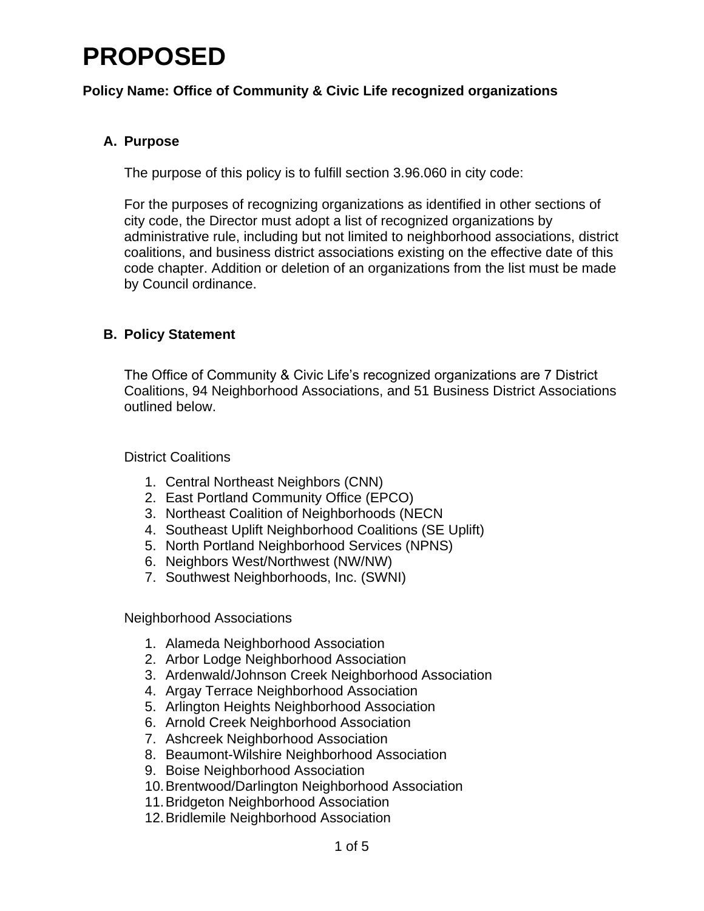# PROPOSED

**Policy Name: Office of Community & Civic Life recognized organizations**

## A. Purpose

The purpose of this policy is to fulfill section 3.96.060 in city code:

For the purposes of recognizing organizations as identified in other sections of city code, the Director must adopt a list of recognized organizations by administrative rule, including but not limited to neighborhood associations, district coalitions, and business district associations existing on the effective date of this code chapter. Addition or deletion of an organizations from the list must be made by Council ordinance.

## B. Policy Statement

The Office of Community & Civic Life's recognized organizations are 7 District Coalitions, 94 Neighborhood Associations, and 51 Business District Associations outlined below.

District Coalitions

1. Central Northeast Neighbors (CNN)
2. East Portland Community Office (EPCO)
3. Northeast Coalition of Neighborhoods (NECN
4. Southeast Uplift Neighborhood Coalitions (SE Uplift)
5. North Portland Neighborhood Services (NPNS)
6. Neighbors West/Northwest (NW/NW)
7. Southwest Neighborhoods, Inc. (SWNI)

Neighborhood Associations

1. Alameda Neighborhood Association
2. Arbor Lodge Neighborhood Association
3. Ardenwald/Johnson Creek Neighborhood Association
4. Argay Terrace Neighborhood Association
5. Arlington Heights Neighborhood Association
6. Arnold Creek Neighborhood Association
7. Ashcreek Neighborhood Association
8. Beaumont-Wilshire Neighborhood Association
9. Boise Neighborhood Association
10. Brentwood/Darlington Neighborhood Association
11. Bridgeton Neighborhood Association
12. Bridlemile Neighborhood Association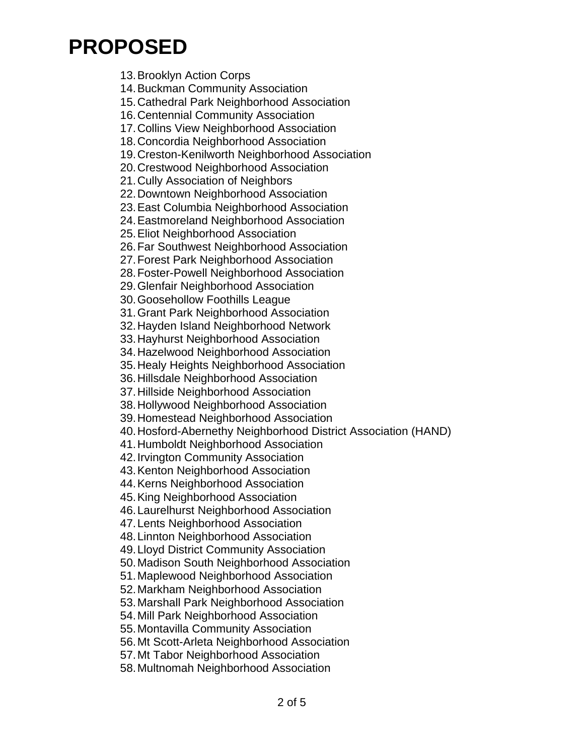# PROPOSED

13. Brooklyn Action Corps
14. Buckman Community Association
15. Cathedral Park Neighborhood Association
16. Centennial Community Association
17. Collins View Neighborhood Association
18. Concordia Neighborhood Association
19. Creston-Kenilworth Neighborhood Association
20. Crestwood Neighborhood Association
21. Cully Association of Neighbors
22. Downtown Neighborhood Association
23. East Columbia Neighborhood Association
24. Eastmoreland Neighborhood Association
25. Eliot Neighborhood Association
26. Far Southwest Neighborhood Association
27. Forest Park Neighborhood Association
28. Foster-Powell Neighborhood Association
29. Glenfair Neighborhood Association
30. Goosehollow Foothills League
31. Grant Park Neighborhood Association
32. Hayden Island Neighborhood Network
33. Hayhurst Neighborhood Association
34. Hazelwood Neighborhood Association
35. Healy Heights Neighborhood Association
36. Hillsdale Neighborhood Association
37. Hillside Neighborhood Association
38. Hollywood Neighborhood Association
39. Homestead Neighborhood Association
40. Hosford-Abernethy Neighborhood District Association (HAND)
41. Humboldt Neighborhood Association
42. Irvington Community Association
43. Kenton Neighborhood Association
44. Kerns Neighborhood Association
45. King Neighborhood Association
46. Laurelhurst Neighborhood Association
47. Lents Neighborhood Association
48. Linnton Neighborhood Association
49. Lloyd District Community Association
50. Madison South Neighborhood Association
51. Maplewood Neighborhood Association
52. Markham Neighborhood Association
53. Marshall Park Neighborhood Association
54. Mill Park Neighborhood Association
55. Montavilla Community Association
56. Mt Scott-Arleta Neighborhood Association
57. Mt Tabor Neighborhood Association
58. Multnomah Neighborhood Association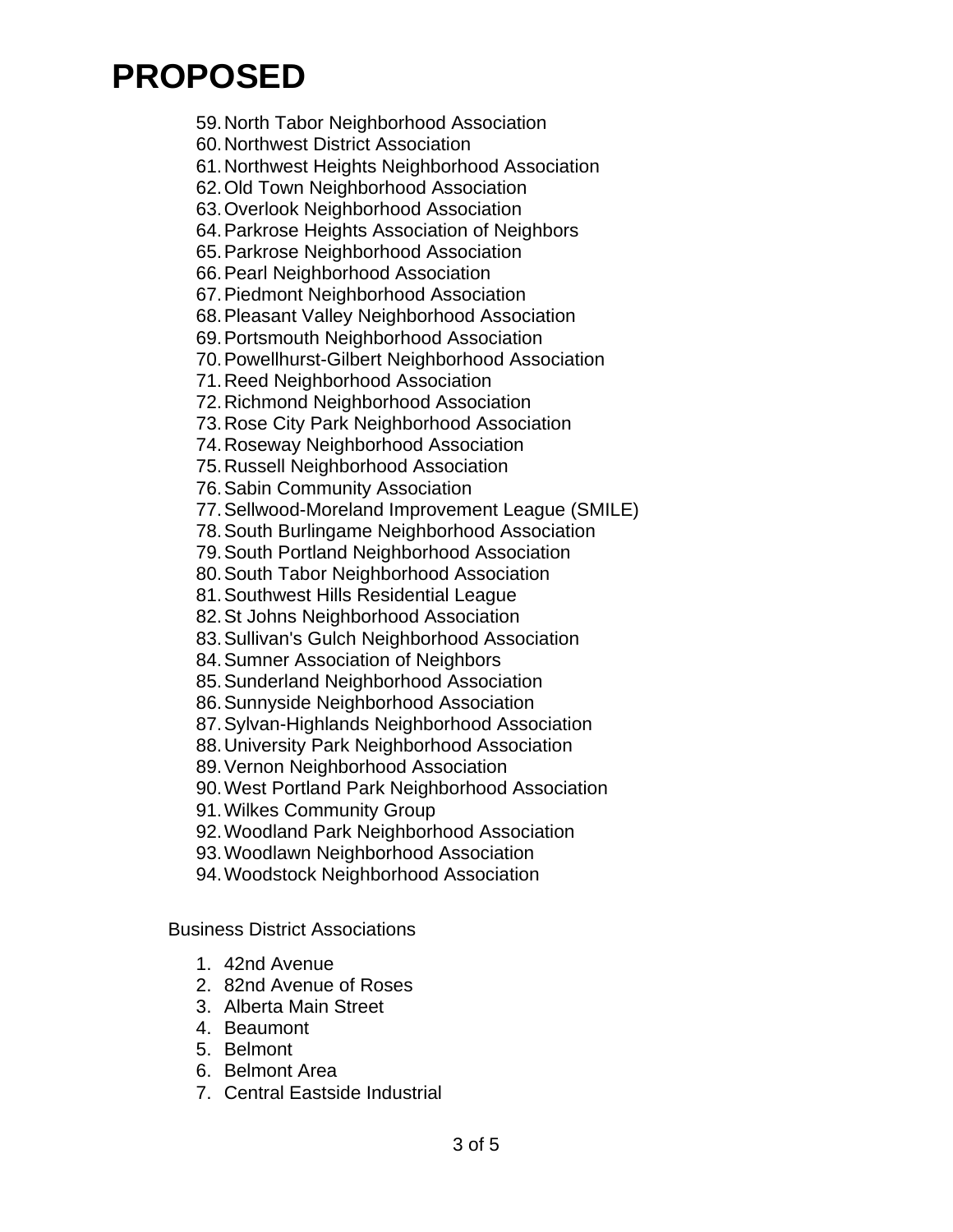# PROPOSED

59. North Tabor Neighborhood Association
60. Northwest District Association
61. Northwest Heights Neighborhood Association
62. Old Town Neighborhood Association
63. Overlook Neighborhood Association
64. Parkrose Heights Association of Neighbors
65. Parkrose Neighborhood Association
66. Pearl Neighborhood Association
67. Piedmont Neighborhood Association
68. Pleasant Valley Neighborhood Association
69. Portsmouth Neighborhood Association
70. Powellhurst-Gilbert Neighborhood Association
71. Reed Neighborhood Association
72. Richmond Neighborhood Association
73. Rose City Park Neighborhood Association
74. Roseway Neighborhood Association
75. Russell Neighborhood Association
76. Sabin Community Association
77. Sellwood-Moreland Improvement League (SMILE)
78. South Burlingame Neighborhood Association
79. South Portland Neighborhood Association
80. South Tabor Neighborhood Association
81. Southwest Hills Residential League
82. St Johns Neighborhood Association
83. Sullivan's Gulch Neighborhood Association
84. Sumner Association of Neighbors
85. Sunderland Neighborhood Association
86. Sunnyside Neighborhood Association
87. Sylvan-Highlands Neighborhood Association
88. University Park Neighborhood Association
89. Vernon Neighborhood Association
90. West Portland Park Neighborhood Association
91. Wilkes Community Group
92. Woodland Park Neighborhood Association
93. Woodlawn Neighborhood Association
94. Woodstock Neighborhood Association

Business District Associations

1. 42nd Avenue
2. 82nd Avenue of Roses
3. Alberta Main Street
4. Beaumont
5. Belmont
6. Belmont Area
7. Central Eastside Industrial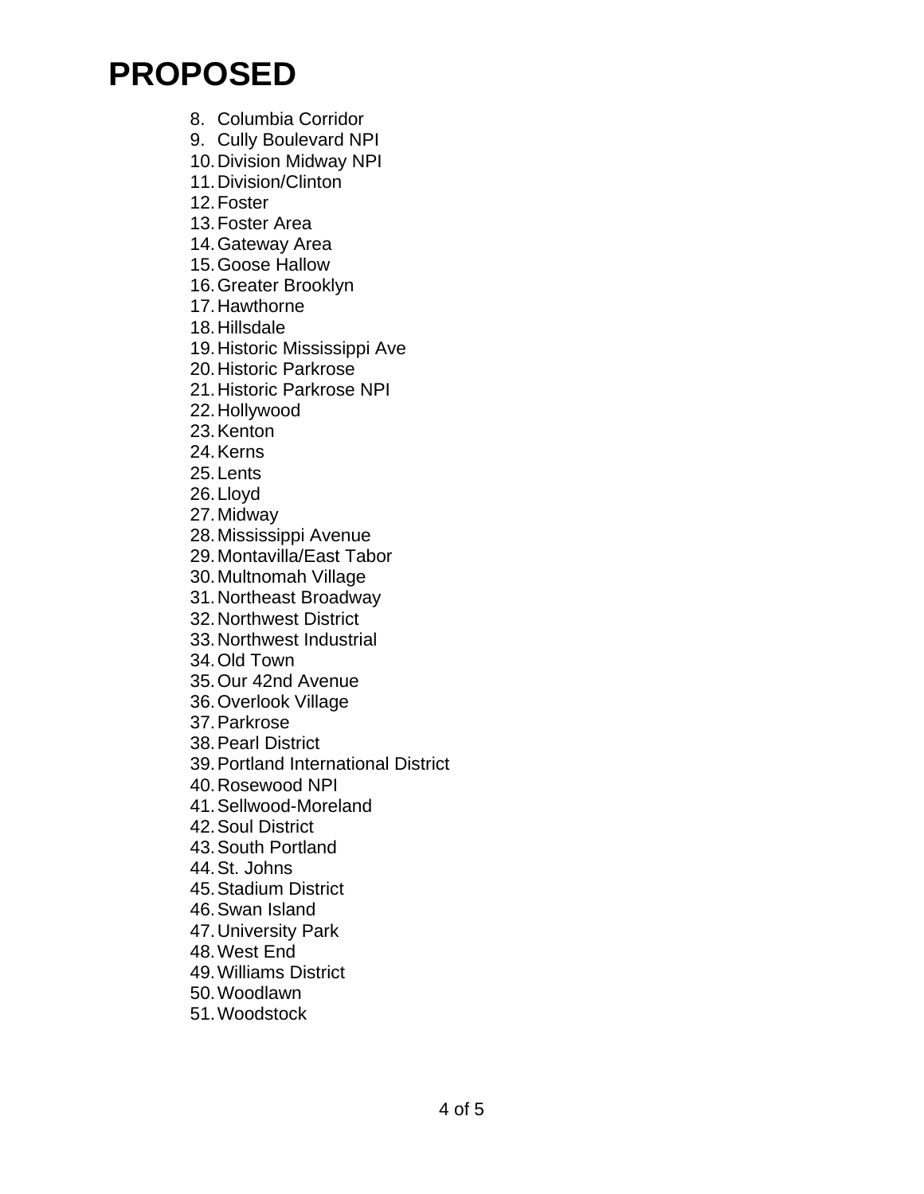# PROPOSED

8. Columbia Corridor
9. Cully Boulevard NPI
10. Division Midway NPI
11. Division/Clinton
12. Foster
13. Foster Area
14. Gateway Area
15. Goose Hallow
16. Greater Brooklyn
17. Hawthorne
18. Hillsdale
19. Historic Mississippi Ave
20. Historic Parkrose
21. Historic Parkrose NPI
22. Hollywood
23. Kenton
24. Kerns
25. Lents
26. Lloyd
27. Midway
28. Mississippi Avenue
29. Montavilla/East Tabor
30. Multnomah Village
31. Northeast Broadway
32. Northwest District
33. Northwest Industrial
34. Old Town
35. Our 42nd Avenue
36. Overlook Village
37. Parkrose
38. Pearl District
39. Portland International District
40. Rosewood NPI
41. Sellwood-Moreland
42. Soul District
43. South Portland
44. St. Johns
45. Stadium District
46. Swan Island
47. University Park
48. West End
49. Williams District
50. Woodlawn
51. Woodstock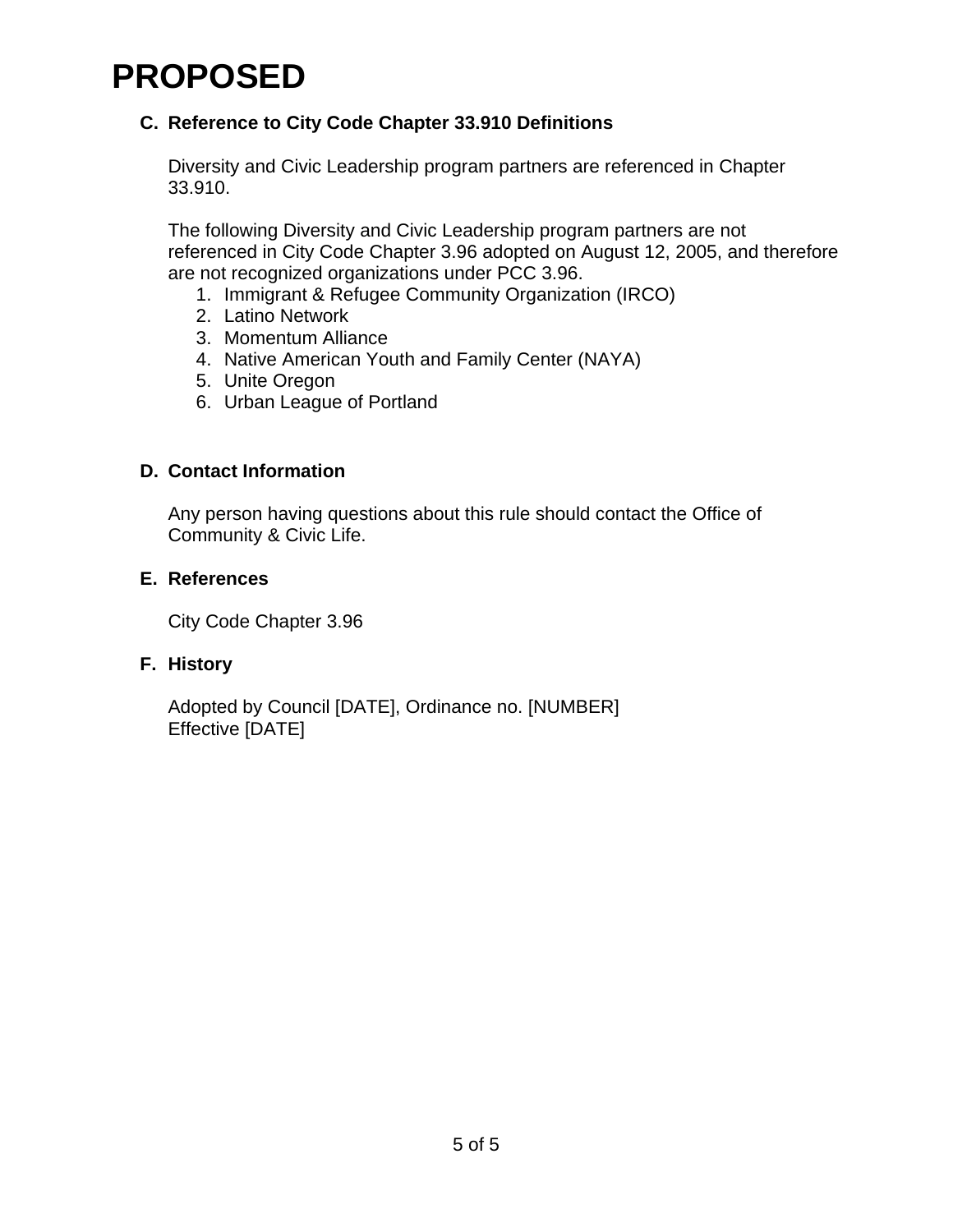# PROPOSED

### C. Reference to City Code Chapter 33.910 Definitions

Diversity and Civic Leadership program partners are referenced in Chapter 33.910.

The following Diversity and Civic Leadership program partners are not referenced in City Code Chapter 3.96 adopted on August 12, 2005, and therefore are not recognized organizations under PCC 3.96.

1. Immigrant & Refugee Community Organization (IRCO)
2. Latino Network
3. Momentum Alliance
4. Native American Youth and Family Center (NAYA)
5. Unite Oregon
6. Urban League of Portland

### D. Contact Information

Any person having questions about this rule should contact the Office of Community & Civic Life.

### E. References

City Code Chapter 3.96

### F. History

Adopted by Council [DATE], Ordinance no. [NUMBER]
Effective [DATE]